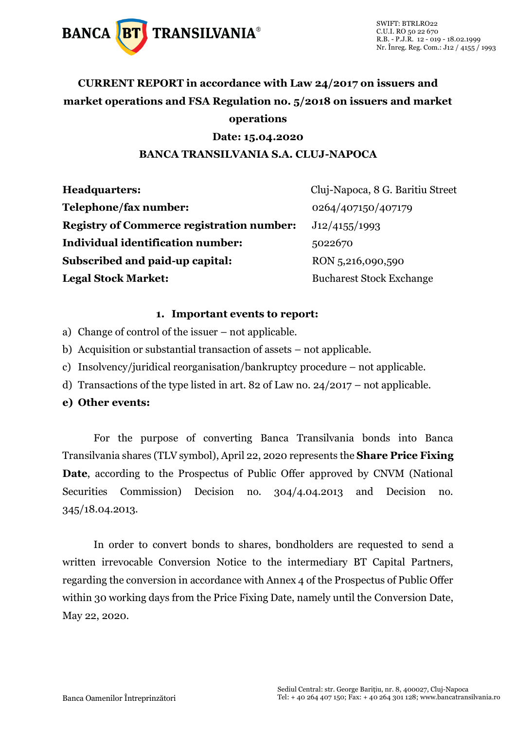**CURRENT REPORT in accordance with Law 24/2017 on issuers and market operations and FSA Regulation no. 5/2018 on issuers and market operations**

**Date: 15.04.2020**

**BANCA TRANSILVANIA S.A. CLUJ-NAPOCA**

| | |
|---|---|
| **Headquarters:** | Cluj-Napoca, 8 G. Baritiu Street |
| **Telephone/fax number:** | 0264/407150/407179 |
| **Registry of Commerce registration number:** | J12/4155/1993 |
| **Individual identification number:** | 5022670 |
| **Subscribed and paid-up capital:** | RON 5,216,090,590 |
| **Legal Stock Market:** | Bucharest Stock Exchange |

**1. Important events to report:**

a) Change of control of the issuer – not applicable.

b) Acquisition or substantial transaction of assets – not applicable.

c) Insolvency/juridical reorganisation/bankruptcy procedure – not applicable.

d) Transactions of the type listed in art. 82 of Law no. 24/2017 – not applicable.

**e) Other events:**

For the purpose of converting Banca Transilvania bonds into Banca Transilvania shares (TLV symbol), April 22, 2020 represents the **Share Price Fixing Date**, according to the Prospectus of Public Offer approved by CNVM (National Securities Commission) Decision no. 304/4.04.2013 and Decision no. 345/18.04.2013.

In order to convert bonds to shares, bondholders are requested to send a written irrevocable Conversion Notice to the intermediary BT Capital Partners, regarding the conversion in accordance with Annex 4 of the Prospectus of Public Offer within 30 working days from the Price Fixing Date, namely until the Conversion Date, May 22, 2020.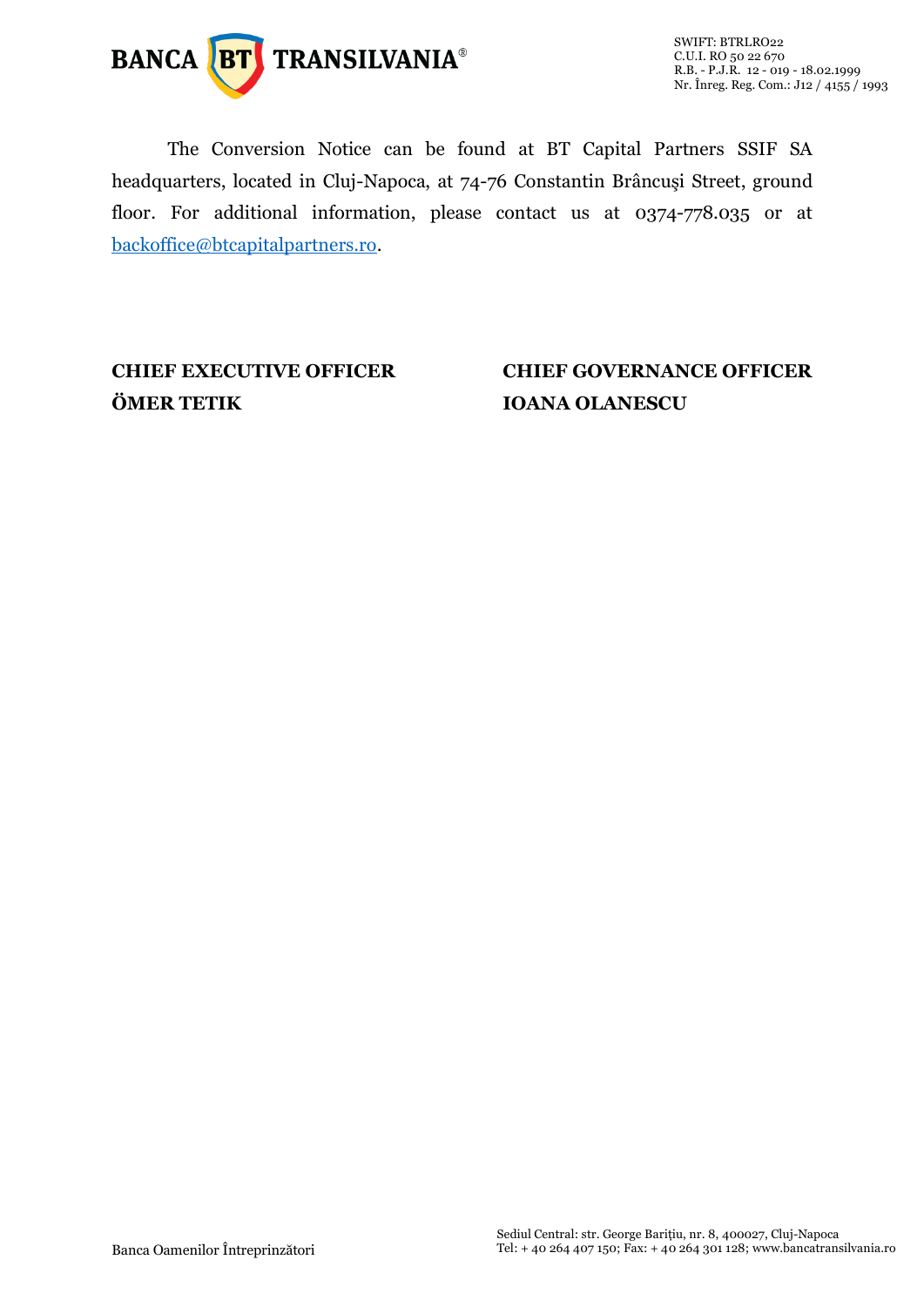The Conversion Notice can be found at BT Capital Partners SSIF SA headquarters, located in Cluj-Napoca, at 74-76 Constantin Brâncuşi Street, ground floor. For additional information, please contact us at 0374-778.035 or at backoffice@btcapitalpartners.ro.

| | |
|---|---|
| **CHIEF EXECUTIVE OFFICER** | **CHIEF GOVERNANCE OFFICER** |
| **ÖMER TETIK** | **IOANA OLANESCU** |